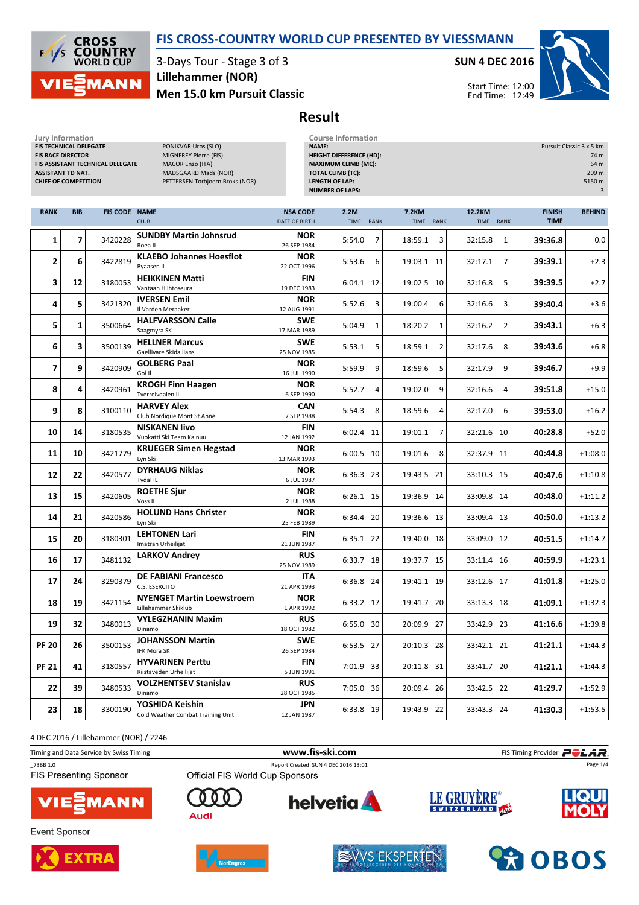# FIS CROSS-COUNTRY WORLD CUP PRESENTED BY VIESSMANN

3-Days Tour - Stage 3 of 3

**SUN 4 DEC 2016**

Lillehammer (NOR)

Men 15.0 km Pursuit Classic

Start Time: 12:00
End Time: 12:49

## Result

| Jury Information | |
|---|---|
| FIS TECHNICAL DELEGATE | PONIKVAR Uros (SLO) |
| FIS RACE DIRECTOR | MIGNEREY Pierre (FIS) |
| FIS ASSISTANT TECHNICAL DELEGATE | MACOR Enzo (ITA) |
| ASSISTANT TD NAT. | MADSGAARD Mads (NOR) |
| CHIEF OF COMPETITION | PETTERSEN Torbjoern Broks (NOR) |

| Course Information | |
|---|---|
| NAME: | Pursuit Classic 3 x 5 km |
| HEIGHT DIFFERENCE (HD): | 74 m |
| MAXIMUM CLIMB (MC): | 64 m |
| TOTAL CLIMB (TC): | 209 m |
| LENGTH OF LAP: | 5150 m |
| NUMBER OF LAPS: | 3 |

| RANK | BIB | FIS CODE | NAME / CLUB | NSA CODE / DATE OF BIRTH | 2.2M TIME | 2.2M RANK | 7.2KM TIME | 7.2KM RANK | 12.2KM TIME | 12.2KM RANK | FINISH TIME | BEHIND |
|---|---|---|---|---|---|---|---|---|---|---|---|---|
| 1 | 7 | 3420228 | **SUNDBY Martin Johnsrud** Roea IL | NOR 26 SEP 1984 | 5:54.0 | 7 | 18:59.1 | 3 | 32:15.8 | 1 | **39:36.8** | 0.0 |
| 2 | 6 | 3422819 | **KLAEBO Johannes Hoesflot** Byaasen Il | NOR 22 OCT 1996 | 5:53.6 | 6 | 19:03.1 | 11 | 32:17.1 | 7 | **39:39.1** | +2.3 |
| 3 | 12 | 3180053 | **HEIKKINEN Matti** Vantaan Hiihtoseura | FIN 19 DEC 1983 | 6:04.1 | 12 | 19:02.5 | 10 | 32:16.8 | 5 | **39:39.5** | +2.7 |
| 4 | 5 | 3421320 | **IVERSEN Emil** Il Varden Meraaker | NOR 12 AUG 1991 | 5:52.6 | 3 | 19:00.4 | 6 | 32:16.6 | 3 | **39:40.4** | +3.6 |
| 5 | 1 | 3500664 | **HALFVARSSON Calle** Saagmyra SK | SWE 17 MAR 1989 | 5:04.9 | 1 | 18:20.2 | 1 | 32:16.2 | 2 | **39:43.1** | +6.3 |
| 6 | 3 | 3500139 | **HELLNER Marcus** Gaellivare Skidallians | SWE 25 NOV 1985 | 5:53.1 | 5 | 18:59.1 | 2 | 32:17.6 | 8 | **39:43.6** | +6.8 |
| 7 | 9 | 3420909 | **GOLBERG Paal** Gol Il | NOR 16 JUL 1990 | 5:59.9 | 9 | 18:59.6 | 5 | 32:17.9 | 9 | **39:46.7** | +9.9 |
| 8 | 4 | 3420961 | **KROGH Finn Haagen** Tverrelvdalen Il | NOR 6 SEP 1990 | 5:52.7 | 4 | 19:02.0 | 9 | 32:16.6 | 4 | **39:51.8** | +15.0 |
| 9 | 8 | 3100110 | **HARVEY Alex** Club Nordique Mont St.Anne | CAN 7 SEP 1988 | 5:54.3 | 8 | 18:59.6 | 4 | 32:17.0 | 6 | **39:53.0** | +16.2 |
| 10 | 14 | 3180535 | **NISKANEN Iivo** Vuokatti Ski Team Kainuu | FIN 12 JAN 1992 | 6:02.4 | 11 | 19:01.1 | 7 | 32:21.6 | 10 | **40:28.8** | +52.0 |
| 11 | 10 | 3421779 | **KRUEGER Simen Hegstad** Lyn Ski | NOR 13 MAR 1993 | 6:00.5 | 10 | 19:01.6 | 8 | 32:37.9 | 11 | **40:44.8** | +1:08.0 |
| 12 | 22 | 3420577 | **DYRHAUG Niklas** Tydal IL | NOR 6 JUL 1987 | 6:36.3 | 23 | 19:43.5 | 21 | 33:10.3 | 15 | **40:47.6** | +1:10.8 |
| 13 | 15 | 3420605 | **ROETHE Sjur** Voss IL | NOR 2 JUL 1988 | 6:26.1 | 15 | 19:36.9 | 14 | 33:09.8 | 14 | **40:48.0** | +1:11.2 |
| 14 | 21 | 3420586 | **HOLUND Hans Christer** Lyn Ski | NOR 25 FEB 1989 | 6:34.4 | 20 | 19:36.6 | 13 | 33:09.4 | 13 | **40:50.0** | +1:13.2 |
| 15 | 20 | 3180301 | **LEHTONEN Lari** Imatran Urheilijat | FIN 21 JUN 1987 | 6:35.1 | 22 | 19:40.0 | 18 | 33:09.0 | 12 | **40:51.5** | +1:14.7 |
| 16 | 17 | 3481132 | **LARKOV Andrey** | RUS 25 NOV 1989 | 6:33.7 | 18 | 19:37.7 | 15 | 33:11.4 | 16 | **40:59.9** | +1:23.1 |
| 17 | 24 | 3290379 | **DE FABIANI Francesco** C.S. ESERCITO | ITA 21 APR 1993 | 6:36.8 | 24 | 19:41.1 | 19 | 33:12.6 | 17 | **41:01.8** | +1:25.0 |
| 18 | 19 | 3421154 | **NYENGET Martin Loewstroem** Lillehammer Skiklub | NOR 1 APR 1992 | 6:33.2 | 17 | 19:41.7 | 20 | 33:13.3 | 18 | **41:09.1** | +1:32.3 |
| 19 | 32 | 3480013 | **VYLEGZHANIN Maxim** Dinamo | RUS 18 OCT 1982 | 6:55.0 | 30 | 20:09.9 | 27 | 33:42.9 | 23 | **41:16.6** | +1:39.8 |
| PF 20 | 26 | 3500153 | **JOHANSSON Martin** IFK Mora SK | SWE 26 SEP 1984 | 6:53.5 | 27 | 20:10.3 | 28 | 33:42.1 | 21 | **41:21.1** | +1:44.3 |
| PF 21 | 41 | 3180557 | **HYVARINEN Perttu** Riistaveden Urheilijat | FIN 5 JUN 1991 | 7:01.9 | 33 | 20:11.8 | 31 | 33:41.7 | 20 | **41:21.1** | +1:44.3 |
| 22 | 39 | 3480533 | **VOLZHENTSEV Stanislav** Dinamo | RUS 28 OCT 1985 | 7:05.0 | 36 | 20:09.4 | 26 | 33:42.5 | 22 | **41:29.7** | +1:52.9 |
| 23 | 18 | 3300190 | **YOSHIDA Keishin** Cold Weather Combat Training Unit | JPN 12 JAN 1987 | 6:33.8 | 19 | 19:43.9 | 22 | 33:43.3 | 24 | **41:30.3** | +1:53.5 |

4 DEC 2016 / Lillehammer (NOR) / 2246

Timing and Data Service by Swiss Timing — www.fis-ski.com — FIS Timing Provider POLAR

_73B8 1.0 — Report Created SUN 4 DEC 2016 13:01

FIS Presenting Sponsor: VIESSMANN

Official FIS World Cup Sponsors: Audi, helvetia, LE GRUYÈRE SWITZERLAND AOP, LIQUI MOLY

Event Sponsor: EXTRA, NorEngros, VVS EKSPERTEN, OBOS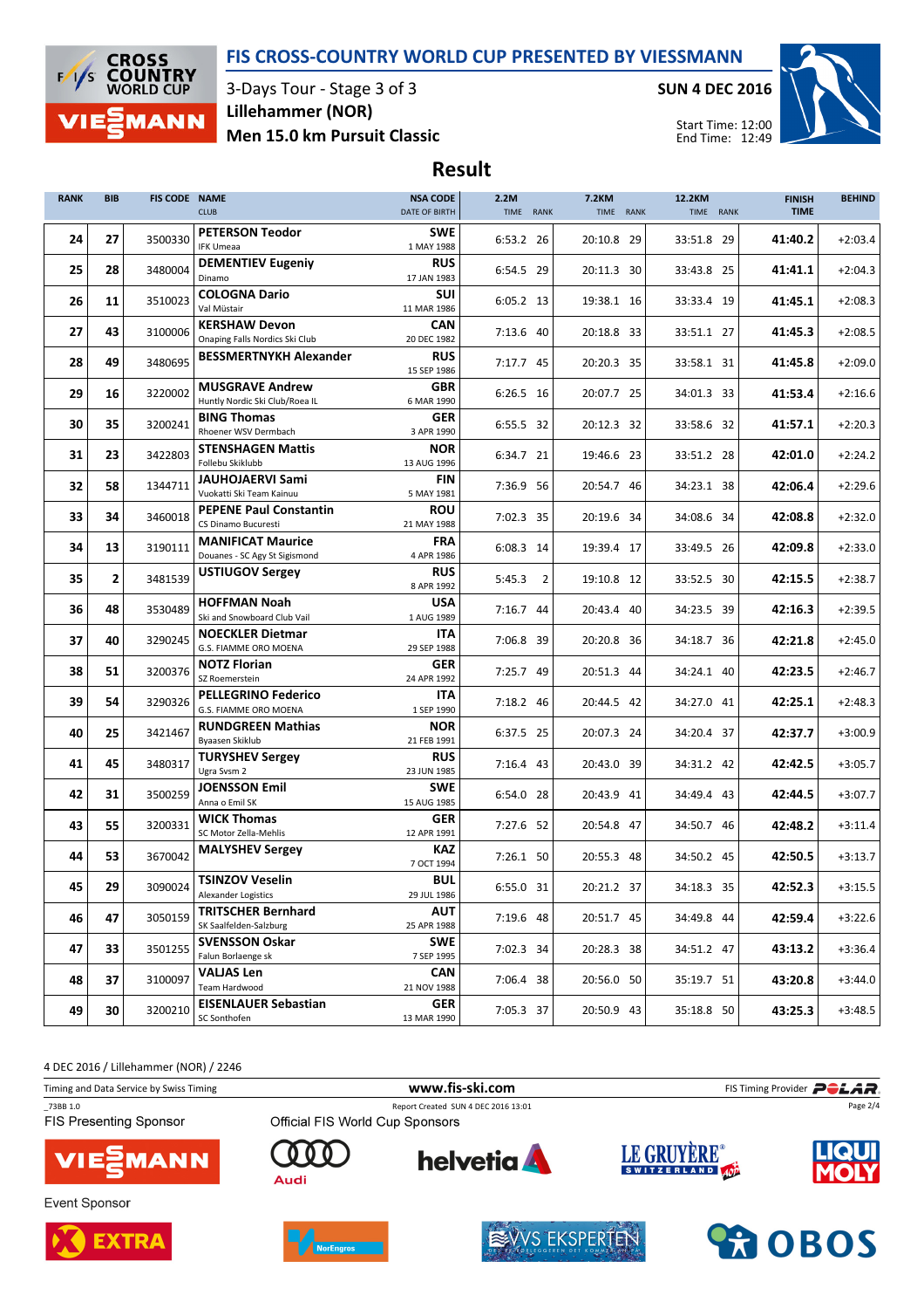# FIS CROSS-COUNTRY WORLD CUP PRESENTED BY VIESSMANN

3-Days Tour - Stage 3 of 3
**SUN 4 DEC 2016**

Lillehammer (NOR)

Men 15.0 km Pursuit Classic

Start Time: 12:00
End Time: 12:49

## Result

| RANK | BIB | FIS CODE | NAME / CLUB | NSA CODE / DATE OF BIRTH | 2.2M TIME | 2.2M RANK | 7.2KM TIME | 7.2KM RANK | 12.2KM TIME | 12.2KM RANK | FINISH TIME | BEHIND |
|---|---|---|---|---|---|---|---|---|---|---|---|---|
| 24 | 27 | 3500330 | **PETERSON Teodor** IFK Umeaa | **SWE** 1 MAY 1988 | 6:53.2 | 26 | 20:10.8 | 29 | 33:51.8 | 29 | **41:40.2** | +2:03.4 |
| 25 | 28 | 3480004 | **DEMENTIEV Eugeniy** Dinamo | **RUS** 17 JAN 1983 | 6:54.5 | 29 | 20:11.3 | 30 | 33:43.8 | 25 | **41:41.1** | +2:04.3 |
| 26 | 11 | 3510023 | **COLOGNA Dario** Val Müstair | **SUI** 11 MAR 1986 | 6:05.2 | 13 | 19:38.1 | 16 | 33:33.4 | 19 | **41:45.1** | +2:08.3 |
| 27 | 43 | 3100006 | **KERSHAW Devon** Onaping Falls Nordics Ski Club | **CAN** 20 DEC 1982 | 7:13.6 | 40 | 20:18.8 | 33 | 33:51.1 | 27 | **41:45.3** | +2:08.5 |
| 28 | 49 | 3480695 | **BESSMERTNYKH Alexander** | **RUS** 15 SEP 1986 | 7:17.7 | 45 | 20:20.3 | 35 | 33:58.1 | 31 | **41:45.8** | +2:09.0 |
| 29 | 16 | 3220002 | **MUSGRAVE Andrew** Huntly Nordic Ski Club/Roea IL | **GBR** 6 MAR 1990 | 6:26.5 | 16 | 20:07.7 | 25 | 34:01.3 | 33 | **41:53.4** | +2:16.6 |
| 30 | 35 | 3200241 | **BING Thomas** Rhoener WSV Dermbach | **GER** 3 APR 1990 | 6:55.5 | 32 | 20:12.3 | 32 | 33:58.6 | 32 | **41:57.1** | +2:20.3 |
| 31 | 23 | 3422803 | **STENSHAGEN Mattis** Follebu Skiklubb | **NOR** 13 AUG 1996 | 6:34.7 | 21 | 19:46.6 | 23 | 33:51.2 | 28 | **42:01.0** | +2:24.2 |
| 32 | 58 | 1344711 | **JAUHOJAERVI Sami** Vuokatti Ski Team Kainuu | **FIN** 5 MAY 1981 | 7:36.9 | 56 | 20:54.7 | 46 | 34:23.1 | 38 | **42:06.4** | +2:29.6 |
| 33 | 34 | 3460018 | **PEPENE Paul Constantin** CS Dinamo Bucuresti | **ROU** 21 MAY 1988 | 7:02.3 | 35 | 20:19.6 | 34 | 34:08.6 | 34 | **42:08.8** | +2:32.0 |
| 34 | 13 | 3190111 | **MANIFICAT Maurice** Douanes - SC Agy St Sigismond | **FRA** 4 APR 1986 | 6:08.3 | 14 | 19:39.4 | 17 | 33:49.5 | 26 | **42:09.8** | +2:33.0 |
| 35 | 2 | 3481539 | **USTIUGOV Sergey** | **RUS** 8 APR 1992 | 5:45.3 | 2 | 19:10.8 | 12 | 33:52.5 | 30 | **42:15.5** | +2:38.7 |
| 36 | 48 | 3530489 | **HOFFMAN Noah** Ski and Snowboard Club Vail | **USA** 1 AUG 1989 | 7:16.7 | 44 | 20:43.4 | 40 | 34:23.5 | 39 | **42:16.3** | +2:39.5 |
| 37 | 40 | 3290245 | **NOECKLER Dietmar** G.S. FIAMME ORO MOENA | **ITA** 29 SEP 1988 | 7:06.8 | 39 | 20:20.8 | 36 | 34:18.7 | 36 | **42:21.8** | +2:45.0 |
| 38 | 51 | 3200376 | **NOTZ Florian** SZ Roemerstein | **GER** 24 APR 1992 | 7:25.7 | 49 | 20:51.3 | 44 | 34:24.1 | 40 | **42:23.5** | +2:46.7 |
| 39 | 54 | 3290326 | **PELLEGRINO Federico** G.S. FIAMME ORO MOENA | **ITA** 1 SEP 1990 | 7:18.2 | 46 | 20:44.5 | 42 | 34:27.0 | 41 | **42:25.1** | +2:48.3 |
| 40 | 25 | 3421467 | **RUNDGREEN Mathias** Byaasen Skiklub | **NOR** 21 FEB 1991 | 6:37.5 | 25 | 20:07.3 | 24 | 34:20.4 | 37 | **42:37.7** | +3:00.9 |
| 41 | 45 | 3480317 | **TURYSHEV Sergey** Ugra Svsm 2 | **RUS** 23 JUN 1985 | 7:16.4 | 43 | 20:43.0 | 39 | 34:31.2 | 42 | **42:42.5** | +3:05.7 |
| 42 | 31 | 3500259 | **JOENSSON Emil** Anna o Emil SK | **SWE** 15 AUG 1985 | 6:54.0 | 28 | 20:43.9 | 41 | 34:49.4 | 43 | **42:44.5** | +3:07.7 |
| 43 | 55 | 3200331 | **WICK Thomas** SC Motor Zella-Mehlis | **GER** 12 APR 1991 | 7:27.6 | 52 | 20:54.8 | 47 | 34:50.7 | 46 | **42:48.2** | +3:11.4 |
| 44 | 53 | 3670042 | **MALYSHEV Sergey** | **KAZ** 7 OCT 1994 | 7:26.1 | 50 | 20:55.3 | 48 | 34:50.2 | 45 | **42:50.5** | +3:13.7 |
| 45 | 29 | 3090024 | **TSINZOV Veselin** Alexander Logistics | **BUL** 29 JUL 1986 | 6:55.0 | 31 | 20:21.2 | 37 | 34:18.3 | 35 | **42:52.3** | +3:15.5 |
| 46 | 47 | 3050159 | **TRITSCHER Bernhard** SK Saalfelden-Salzburg | **AUT** 25 APR 1988 | 7:19.6 | 48 | 20:51.7 | 45 | 34:49.8 | 44 | **42:59.4** | +3:22.6 |
| 47 | 33 | 3501255 | **SVENSSON Oskar** Falun Borlaenge sk | **SWE** 7 SEP 1995 | 7:02.3 | 34 | 20:28.3 | 38 | 34:51.2 | 47 | **43:13.2** | +3:36.4 |
| 48 | 37 | 3100097 | **VALJAS Len** Team Hardwood | **CAN** 21 NOV 1988 | 7:06.4 | 38 | 20:56.0 | 50 | 35:19.7 | 51 | **43:20.8** | +3:44.0 |
| 49 | 30 | 3200210 | **EISENLAUER Sebastian** SC Sonthofen | **GER** 13 MAR 1990 | 7:05.3 | 37 | 20:50.9 | 43 | 35:18.8 | 50 | **43:25.3** | +3:48.5 |

4 DEC 2016 / Lillehammer (NOR) / 2246

Timing and Data Service by Swiss Timing — www.fis-ski.com — FIS Timing Provider POLAR

_73B8 1.0 — Report Created SUN 4 DEC 2016 13:01

FIS Presenting Sponsor — Official FIS World Cup Sponsors

Event Sponsor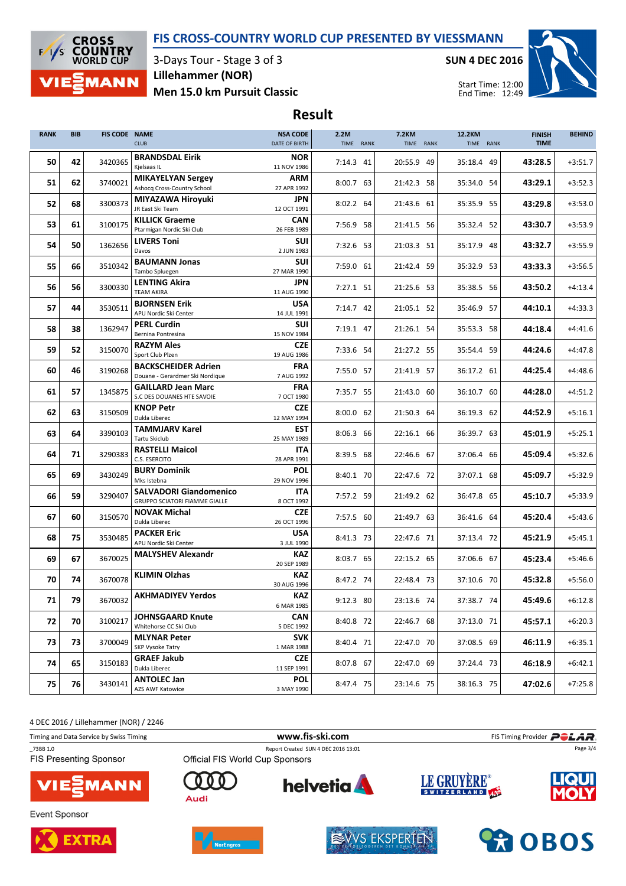# FIS CROSS-COUNTRY WORLD CUP PRESENTED BY VIESSMANN

3-Days Tour - Stage 3 of 3
**Lillehammer (NOR)**
**Men 15.0 km Pursuit Classic**

**SUN 4 DEC 2016**

Start Time: 12:00
End Time: 12:49

## Result

| RANK | BIB | FIS CODE | NAME / CLUB | NSA CODE / DATE OF BIRTH | 2.2M TIME | 2.2M RANK | 7.2KM TIME | 7.2KM RANK | 12.2KM TIME | 12.2KM RANK | FINISH TIME | BEHIND |
|---|---|---|---|---|---|---|---|---|---|---|---|---|
| 50 | 42 | 3420365 | **BRANDSDAL Eirik** Kjelsaas IL | **NOR** 11 NOV 1986 | 7:14.3 | 41 | 20:55.9 | 49 | 35:18.4 | 49 | **43:28.5** | +3:51.7 |
| 51 | 62 | 3740021 | **MIKAYELYAN Sergey** Ashocq Cross-Country School | **ARM** 27 APR 1992 | 8:00.7 | 63 | 21:42.3 | 58 | 35:34.0 | 54 | **43:29.1** | +3:52.3 |
| 52 | 68 | 3300373 | **MIYAZAWA Hiroyuki** JR East Ski Team | **JPN** 12 OCT 1991 | 8:02.2 | 64 | 21:43.6 | 61 | 35:35.9 | 55 | **43:29.8** | +3:53.0 |
| 53 | 61 | 3100175 | **KILLICK Graeme** Ptarmigan Nordic Ski Club | **CAN** 26 FEB 1989 | 7:56.9 | 58 | 21:41.5 | 56 | 35:32.4 | 52 | **43:30.7** | +3:53.9 |
| 54 | 50 | 1362656 | **LIVERS Toni** Davos | **SUI** 2 JUN 1983 | 7:32.6 | 53 | 21:03.3 | 51 | 35:17.9 | 48 | **43:32.7** | +3:55.9 |
| 55 | 66 | 3510342 | **BAUMANN Jonas** Tambo Spluegen | **SUI** 27 MAR 1990 | 7:59.0 | 61 | 21:42.4 | 59 | 35:32.9 | 53 | **43:33.3** | +3:56.5 |
| 56 | 56 | 3300330 | **LENTING Akira** TEAM AKIRA | **JPN** 11 AUG 1990 | 7:27.1 | 51 | 21:25.6 | 53 | 35:38.5 | 56 | **43:50.2** | +4:13.4 |
| 57 | 44 | 3530511 | **BJORNSEN Erik** APU Nordic Ski Center | **USA** 14 JUL 1991 | 7:14.7 | 42 | 21:05.1 | 52 | 35:46.9 | 57 | **44:10.1** | +4:33.3 |
| 58 | 38 | 1362947 | **PERL Curdin** Bernina Pontresina | **SUI** 15 NOV 1984 | 7:19.1 | 47 | 21:26.1 | 54 | 35:53.3 | 58 | **44:18.4** | +4:41.6 |
| 59 | 52 | 3150070 | **RAZYM Ales** Sport Club Plzen | **CZE** 19 AUG 1986 | 7:33.6 | 54 | 21:27.2 | 55 | 35:54.4 | 59 | **44:24.6** | +4:47.8 |
| 60 | 46 | 3190268 | **BACKSCHEIDER Adrien** Douane - Gerardmer Ski Nordique | **FRA** 7 AUG 1992 | 7:55.0 | 57 | 21:41.9 | 57 | 36:17.2 | 61 | **44:25.4** | +4:48.6 |
| 61 | 57 | 1345875 | **GAILLARD Jean Marc** S.C DES DOUANES HTE SAVOIE | **FRA** 7 OCT 1980 | 7:35.7 | 55 | 21:43.0 | 60 | 36:10.7 | 60 | **44:28.0** | +4:51.2 |
| 62 | 63 | 3150509 | **KNOP Petr** Dukla Liberec | **CZE** 12 MAY 1994 | 8:00.0 | 62 | 21:50.3 | 64 | 36:19.3 | 62 | **44:52.9** | +5:16.1 |
| 63 | 64 | 3390103 | **TAMMJARV Karel** Tartu Skiclub | **EST** 25 MAY 1989 | 8:06.3 | 66 | 22:16.1 | 66 | 36:39.7 | 63 | **45:01.9** | +5:25.1 |
| 64 | 71 | 3290383 | **RASTELLI Maicol** C.S. ESERCITO | **ITA** 28 APR 1991 | 8:39.5 | 68 | 22:46.6 | 67 | 37:06.4 | 66 | **45:09.4** | +5:32.6 |
| 65 | 69 | 3430249 | **BURY Dominik** Mks Istebna | **POL** 29 NOV 1996 | 8:40.1 | 70 | 22:47.6 | 72 | 37:07.1 | 68 | **45:09.7** | +5:32.9 |
| 66 | 59 | 3290407 | **SALVADORI Giandomenico** GRUPPO SCIATORI FIAMME GIALLE | **ITA** 8 OCT 1992 | 7:57.2 | 59 | 21:49.2 | 62 | 36:47.8 | 65 | **45:10.7** | +5:33.9 |
| 67 | 60 | 3150570 | **NOVAK Michal** Dukla Liberec | **CZE** 26 OCT 1996 | 7:57.5 | 60 | 21:49.7 | 63 | 36:41.6 | 64 | **45:20.4** | +5:43.6 |
| 68 | 75 | 3530485 | **PACKER Eric** APU Nordic Ski Center | **USA** 3 JUL 1990 | 8:41.3 | 73 | 22:47.6 | 71 | 37:13.4 | 72 | **45:21.9** | +5:45.1 |
| 69 | 67 | 3670025 | **MALYSHEV Alexandr** | **KAZ** 20 SEP 1989 | 8:03.7 | 65 | 22:15.2 | 65 | 37:06.6 | 67 | **45:23.4** | +5:46.6 |
| 70 | 74 | 3670078 | **KLIMIN Olzhas** | **KAZ** 30 AUG 1996 | 8:47.2 | 74 | 22:48.4 | 73 | 37:10.6 | 70 | **45:32.8** | +5:56.0 |
| 71 | 79 | 3670032 | **AKHMADIYEV Yerdos** | **KAZ** 6 MAR 1985 | 9:12.3 | 80 | 23:13.6 | 74 | 37:38.7 | 74 | **45:49.6** | +6:12.8 |
| 72 | 70 | 3100217 | **JOHNSGAARD Knute** Whitehorse CC Ski Club | **CAN** 5 DEC 1992 | 8:40.8 | 72 | 22:46.7 | 68 | 37:13.0 | 71 | **45:57.1** | +6:20.3 |
| 73 | 73 | 3700049 | **MLYNAR Peter** SKP Vysoke Tatry | **SVK** 1 MAR 1988 | 8:40.4 | 71 | 22:47.0 | 70 | 37:08.5 | 69 | **46:11.9** | +6:35.1 |
| 74 | 65 | 3150183 | **GRAEF Jakub** Dukla Liberec | **CZE** 11 SEP 1991 | 8:07.8 | 67 | 22:47.0 | 69 | 37:24.4 | 73 | **46:18.9** | +6:42.1 |
| 75 | 76 | 3430141 | **ANTOLEC Jan** AZS AWF Katowice | **POL** 3 MAY 1990 | 8:47.4 | 75 | 23:14.6 | 75 | 38:16.3 | 75 | **47:02.6** | +7:25.8 |

4 DEC 2016 / Lillehammer (NOR) / 2246

Timing and Data Service by Swiss Timing | www.fis-ski.com | FIS Timing Provider POLAR

_73B8 1.0 | Report Created SUN 4 DEC 2016 13:01

FIS Presenting Sponsor: VIESSMANN

Official FIS World Cup Sponsors: Audi, helvetia, LE GRUYÈRE SWITZERLAND AOP, LIQUI MOLY

Event Sponsor: EXTRA, NorEngros, VVS EKSPERTEN, OBOS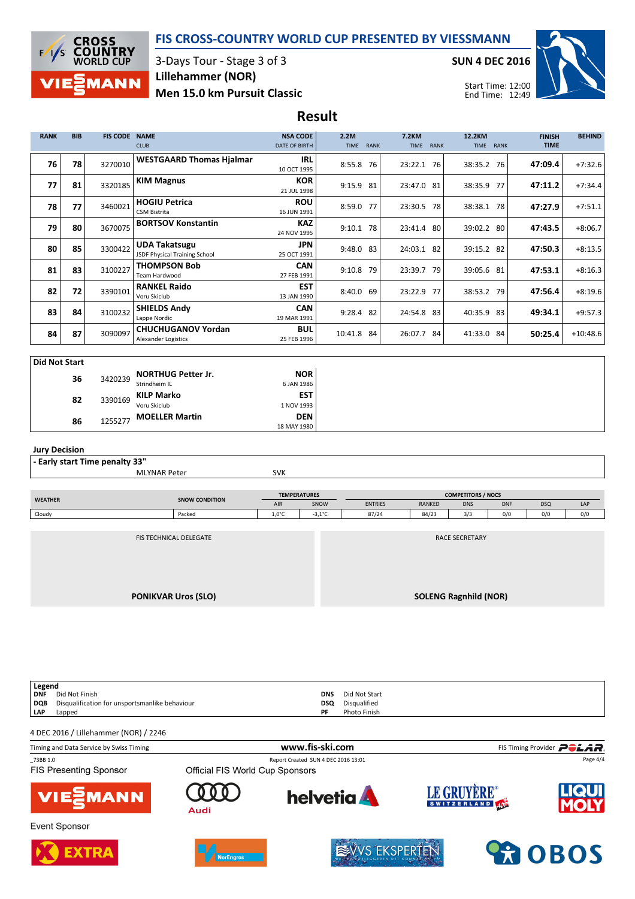# FIS CROSS-COUNTRY WORLD CUP PRESENTED BY VIESSMANN

3-Days Tour - Stage 3 of 3

Lillehammer (NOR)

Men 15.0 km Pursuit Classic

SUN 4 DEC 2016

Start Time: 12:00
End Time: 12:49

## Result

| RANK | BIB | FIS CODE | NAME / CLUB | NSA CODE / DATE OF BIRTH | 2.2M TIME | 2.2M RANK | 7.2KM TIME | 7.2KM RANK | 12.2KM TIME | 12.2KM RANK | FINISH TIME | BEHIND |
|---|---|---|---|---|---|---|---|---|---|---|---|---|
| 76 | 78 | 3270010 | **WESTGAARD Thomas Hjalmar** | IRL 10 OCT 1995 | 8:55.8 | 76 | 23:22.1 | 76 | 38:35.2 | 76 | **47:09.4** | +7:32.6 |
| 77 | 81 | 3320185 | **KIM Magnus** | KOR 21 JUL 1998 | 9:15.9 | 81 | 23:47.0 | 81 | 38:35.9 | 77 | **47:11.2** | +7:34.4 |
| 78 | 77 | 3460021 | **HOGIU Petrica** CSM Bistrita | ROU 16 JUN 1991 | 8:59.0 | 77 | 23:30.5 | 78 | 38:38.1 | 78 | **47:27.9** | +7:51.1 |
| 79 | 80 | 3670075 | **BORTSOV Konstantin** | KAZ 24 NOV 1995 | 9:10.1 | 78 | 23:41.4 | 80 | 39:02.2 | 80 | **47:43.5** | +8:06.7 |
| 80 | 85 | 3300422 | **UDA Takatsugu** JSDF Physical Training School | JPN 25 OCT 1992 | 9:48.0 | 83 | 24:03.1 | 82 | 39:15.2 | 82 | **47:50.3** | +8:13.5 |
| 81 | 83 | 3100227 | **THOMPSON Bob** Team Hardwood | CAN 27 FEB 1991 | 9:10.8 | 79 | 23:39.7 | 79 | 39:05.6 | 81 | **47:53.1** | +8:16.3 |
| 82 | 72 | 3390101 | **RANKEL Raido** Voru Skiclub | EST 13 JAN 1990 | 8:40.0 | 69 | 23:22.9 | 77 | 38:53.2 | 79 | **47:56.4** | +8:19.6 |
| 83 | 84 | 3100232 | **SHIELDS Andy** Lappe Nordic | CAN 19 MAR 1991 | 9:28.4 | 82 | 24:54.8 | 83 | 40:35.9 | 83 | **49:34.1** | +9:57.3 |
| 84 | 87 | 3090097 | **CHUCHUGANOV Yordan** Alexander Logistics | BUL 25 FEB 1996 | 10:41.8 | 84 | 26:07.7 | 84 | 41:33.0 | 84 | **50:25.4** | +10:48.6 |

### Did Not Start

| BIB | FIS CODE | NAME / CLUB | NSA CODE / DATE OF BIRTH |
|---|---|---|---|
| 36 | 3420239 | **NORTHUG Petter Jr.** Strindheim IL | NOR 6 JAN 1986 |
| 82 | 3390169 | **KILP Marko** Voru Skiclub | EST 1 NOV 1993 |
| 86 | 1255277 | **MOELLER Martin** | DEN 18 MAY 1980 |

### Jury Decision

**- Early start Time penalty 33"**

MLYNAR Peter — SVK

| WEATHER | SNOW CONDITION | TEMPERATURES AIR | TEMPERATURES SNOW | ENTRIES | RANKED | DNS | DNF | DSQ | LAP |
|---|---|---|---|---|---|---|---|---|---|
| Cloudy | Packed | 1,0°C | -3,1°C | 87/24 | 84/23 | 3/3 | 0/0 | 0/0 | 0/0 |

FIS TECHNICAL DELEGATE: **PONIKVAR Uros (SLO)**

RACE SECRETARY: **SOLENG Ragnhild (NOR)**

**Legend**

- **DNF** Did Not Finish
- **DQB** Disqualification for unsportsmanlike behaviour
- **LAP** Lapped
- **DNS** Did Not Start
- **DSQ** Disqualified
- **PF** Photo Finish

4 DEC 2016 / Lillehammer (NOR) / 2246

Timing and Data Service by Swiss Timing — www.fis-ski.com — FIS Timing Provider POLAR

_73B8 1.0 — Report Created SUN 4 DEC 2016 13:01

FIS Presenting Sponsor — Official FIS World Cup Sponsors

Event Sponsor